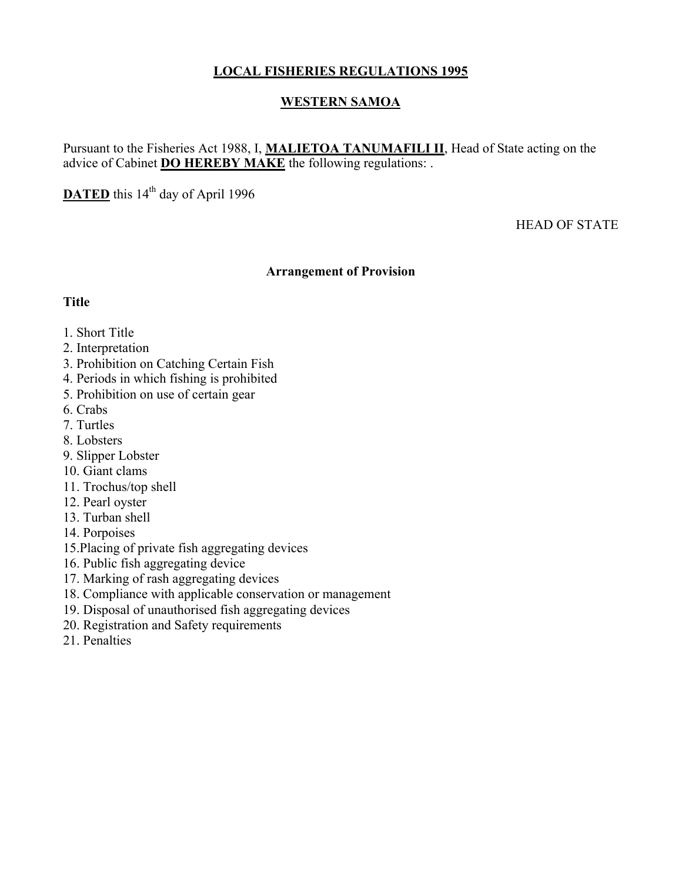# LOCAL FISHERIES REGULATIONS 1995

## WESTERN SAMOA

Pursuant to the Fisheries Act 1988, I, **MALIETOA TANUMAFILI II**, Head of State acting on the advice of Cabinet **DO HEREBY MAKE** the following regulations: .

**DATED** this 14th day of April 1996

HEAD OF STATE

### Arrangement of Provision

**Title**

1. Short Title
2. Interpretation
3. Prohibition on Catching Certain Fish
4. Periods in which fishing is prohibited
5. Prohibition on use of certain gear
6. Crabs
7. Turtles
8. Lobsters
9. Slipper Lobster
10. Giant clams
11. Trochus/top shell
12. Pearl oyster
13. Turban shell
14. Porpoises
15. Placing of private fish aggregating devices
16. Public fish aggregating device
17. Marking of rash aggregating devices
18. Compliance with applicable conservation or management
19. Disposal of unauthorised fish aggregating devices
20. Registration and Safety requirements
21. Penalties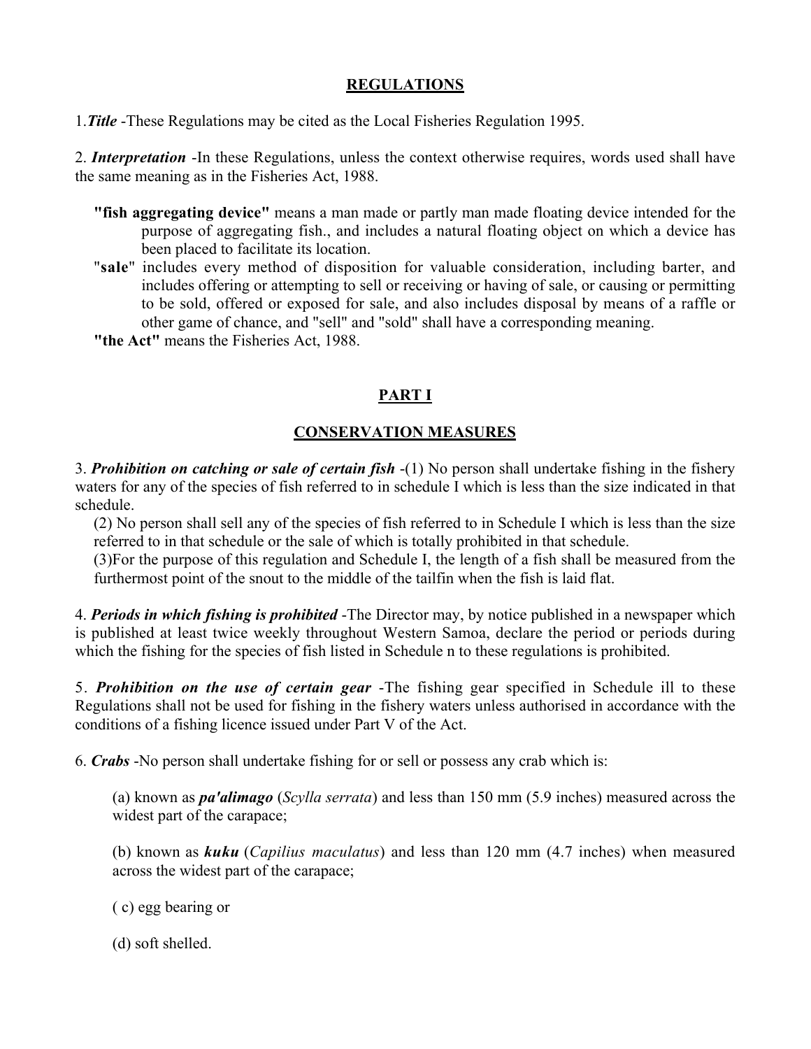## REGULATIONS

1. ***Title*** -These Regulations may be cited as the Local Fisheries Regulation 1995.

2. ***Interpretation*** -In these Regulations, unless the context otherwise requires, words used shall have the same meaning as in the Fisheries Act, 1988.

**"fish aggregating device"** means a man made or partly man made floating device intended for the purpose of aggregating fish., and includes a natural floating object on which a device has been placed to facilitate its location.

"**sale**" includes every method of disposition for valuable consideration, including barter, and includes offering or attempting to sell or receiving or having of sale, or causing or permitting to be sold, offered or exposed for sale, and also includes disposal by means of a raffle or other game of chance, and "sell" and "sold" shall have a corresponding meaning.

**"the Act"** means the Fisheries Act, 1988.

## PART I

## CONSERVATION MEASURES

3. ***Prohibition on catching or sale of certain fish*** -(1) No person shall undertake fishing in the fishery waters for any of the species of fish referred to in schedule I which is less than the size indicated in that schedule.

(2) No person shall sell any of the species of fish referred to in Schedule I which is less than the size referred to in that schedule or the sale of which is totally prohibited in that schedule.

(3)For the purpose of this regulation and Schedule I, the length of a fish shall be measured from the furthermost point of the snout to the middle of the tailfin when the fish is laid flat.

4. ***Periods in which fishing is prohibited*** -The Director may, by notice published in a newspaper which is published at least twice weekly throughout Western Samoa, declare the period or periods during which the fishing for the species of fish listed in Schedule n to these regulations is prohibited.

5. ***Prohibition on the use of certain gear*** -The fishing gear specified in Schedule ill to these Regulations shall not be used for fishing in the fishery waters unless authorised in accordance with the conditions of a fishing licence issued under Part V of the Act.

6. ***Crabs*** -No person shall undertake fishing for or sell or possess any crab which is:

(a) known as ***pa'alimago*** (*Scylla serrata*) and less than 150 mm (5.9 inches) measured across the widest part of the carapace;

(b) known as ***kuku*** (*Capilius maculatus*) and less than 120 mm (4.7 inches) when measured across the widest part of the carapace;

( c) egg bearing or

(d) soft shelled.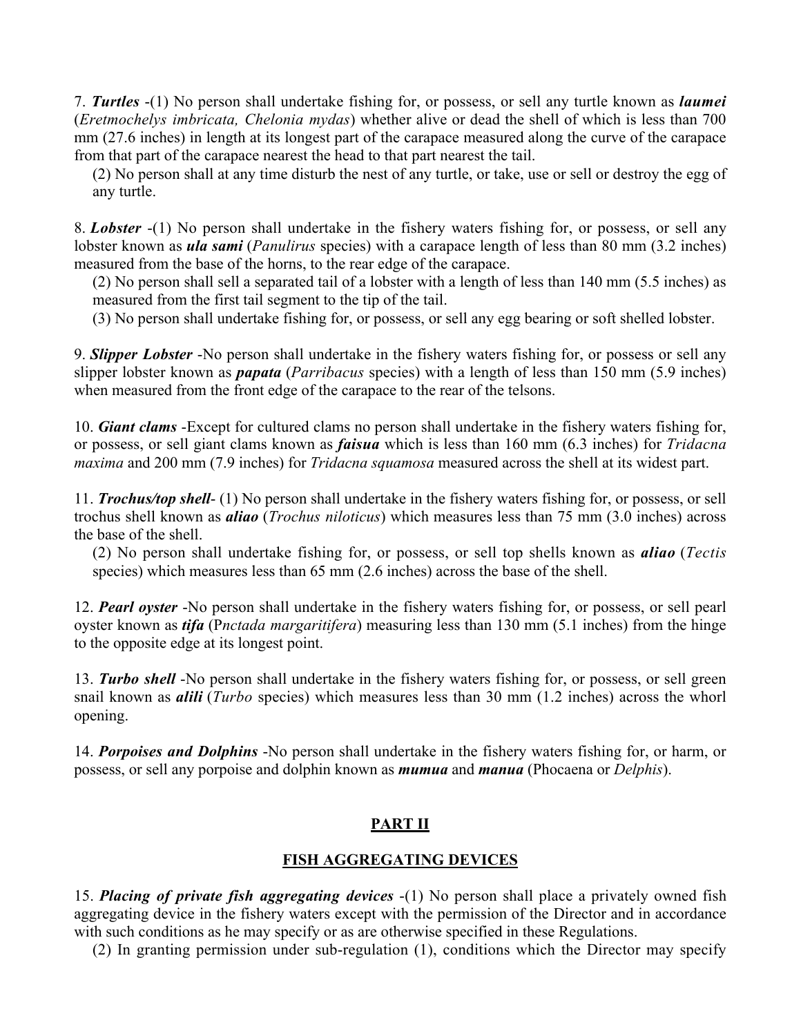7. ***Turtles*** -(1) No person shall undertake fishing for, or possess, or sell any turtle known as ***laumei*** (*Eretmochelys imbricata, Chelonia mydas*) whether alive or dead the shell of which is less than 700 mm (27.6 inches) in length at its longest part of the carapace measured along the curve of the carapace from that part of the carapace nearest the head to that part nearest the tail.

(2) No person shall at any time disturb the nest of any turtle, or take, use or sell or destroy the egg of any turtle.

8. ***Lobster*** -(1) No person shall undertake in the fishery waters fishing for, or possess, or sell any lobster known as ***ula sami*** (*Panulirus* species) with a carapace length of less than 80 mm (3.2 inches) measured from the base of the horns, to the rear edge of the carapace.

(2) No person shall sell a separated tail of a lobster with a length of less than 140 mm (5.5 inches) as measured from the first tail segment to the tip of the tail.

(3) No person shall undertake fishing for, or possess, or sell any egg bearing or soft shelled lobster.

9. ***Slipper Lobster*** -No person shall undertake in the fishery waters fishing for, or possess or sell any slipper lobster known as ***papata*** (*Parribacus* species) with a length of less than 150 mm (5.9 inches) when measured from the front edge of the carapace to the rear of the telsons.

10. ***Giant clams*** -Except for cultured clams no person shall undertake in the fishery waters fishing for, or possess, or sell giant clams known as ***faisua*** which is less than 160 mm (6.3 inches) for *Tridacna maxima* and 200 mm (7.9 inches) for *Tridacna squamosa* measured across the shell at its widest part.

11. ***Trochus/top shell***- (1) No person shall undertake in the fishery waters fishing for, or possess, or sell trochus shell known as ***aliao*** (*Trochus niloticus*) which measures less than 75 mm (3.0 inches) across the base of the shell.

(2) No person shall undertake fishing for, or possess, or sell top shells known as ***aliao*** (*Tectis* species) which measures less than 65 mm (2.6 inches) across the base of the shell.

12. ***Pearl oyster*** -No person shall undertake in the fishery waters fishing for, or possess, or sell pearl oyster known as ***tifa*** (P*nctada margaritifera*) measuring less than 130 mm (5.1 inches) from the hinge to the opposite edge at its longest point.

13. ***Turbo shell*** -No person shall undertake in the fishery waters fishing for, or possess, or sell green snail known as ***alili*** (*Turbo* species) which measures less than 30 mm (1.2 inches) across the whorl opening.

14. ***Porpoises and Dolphins*** -No person shall undertake in the fishery waters fishing for, or harm, or possess, or sell any porpoise and dolphin known as ***mumua*** and ***manua*** (Phocaena or *Delphis*).

## PART II

## FISH AGGREGATING DEVICES

15. ***Placing of private fish aggregating devices*** -(1) No person shall place a privately owned fish aggregating device in the fishery waters except with the permission of the Director and in accordance with such conditions as he may specify or as are otherwise specified in these Regulations.

(2) In granting permission under sub-regulation (1), conditions which the Director may specify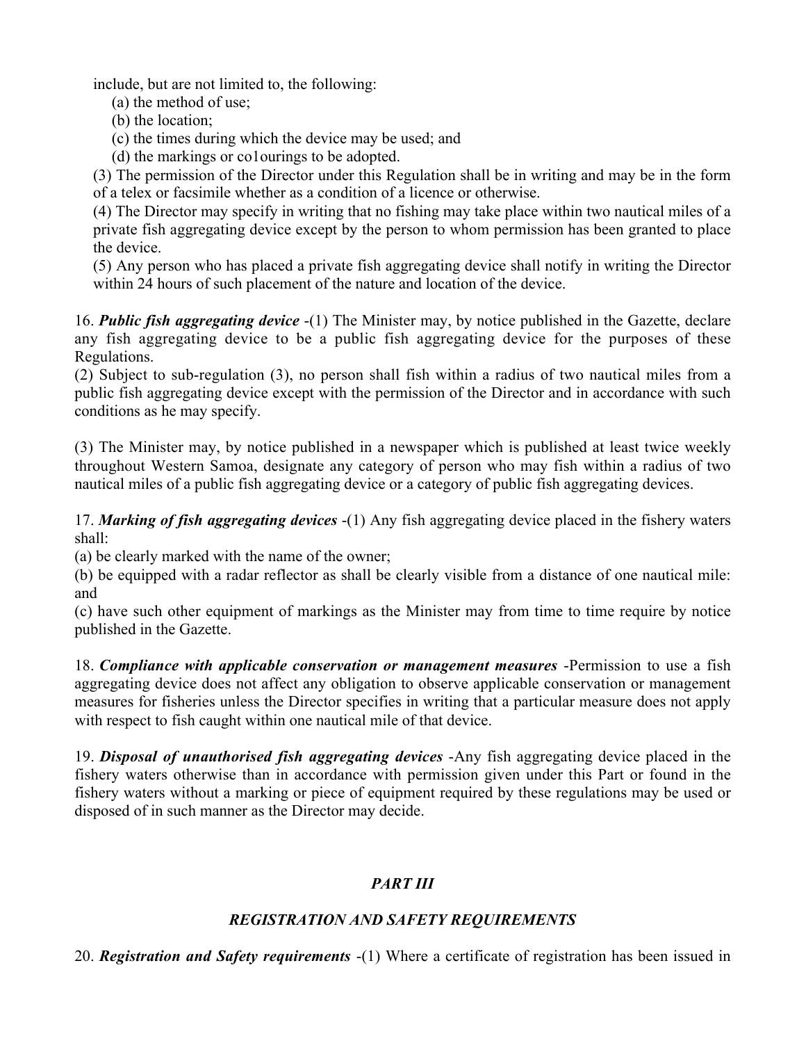include, but are not limited to, the following:

(a) the method of use;

(b) the location;

(c) the times during which the device may be used; and

(d) the markings or co1ourings to be adopted.

(3) The permission of the Director under this Regulation shall be in writing and may be in the form of a telex or facsimile whether as a condition of a licence or otherwise.

(4) The Director may specify in writing that no fishing may take place within two nautical miles of a private fish aggregating device except by the person to whom permission has been granted to place the device.

(5) Any person who has placed a private fish aggregating device shall notify in writing the Director within 24 hours of such placement of the nature and location of the device.

16. ***Public fish aggregating device*** -(1) The Minister may, by notice published in the Gazette, declare any fish aggregating device to be a public fish aggregating device for the purposes of these Regulations.

(2) Subject to sub-regulation (3), no person shall fish within a radius of two nautical miles from a public fish aggregating device except with the permission of the Director and in accordance with such conditions as he may specify.

(3) The Minister may, by notice published in a newspaper which is published at least twice weekly throughout Western Samoa, designate any category of person who may fish within a radius of two nautical miles of a public fish aggregating device or a category of public fish aggregating devices.

17. ***Marking of fish aggregating devices*** -(1) Any fish aggregating device placed in the fishery waters shall:

(a) be clearly marked with the name of the owner;

(b) be equipped with a radar reflector as shall be clearly visible from a distance of one nautical mile: and

(c) have such other equipment of markings as the Minister may from time to time require by notice published in the Gazette.

18. ***Compliance with applicable conservation or management measures*** -Permission to use a fish aggregating device does not affect any obligation to observe applicable conservation or management measures for fisheries unless the Director specifies in writing that a particular measure does not apply with respect to fish caught within one nautical mile of that device.

19. ***Disposal of unauthorised fish aggregating devices*** -Any fish aggregating device placed in the fishery waters otherwise than in accordance with permission given under this Part or found in the fishery waters without a marking or piece of equipment required by these regulations may be used or disposed of in such manner as the Director may decide.

## *PART III*

## *REGISTRATION AND SAFETY REQUIREMENTS*

20. ***Registration and Safety requirements*** -(1) Where a certificate of registration has been issued in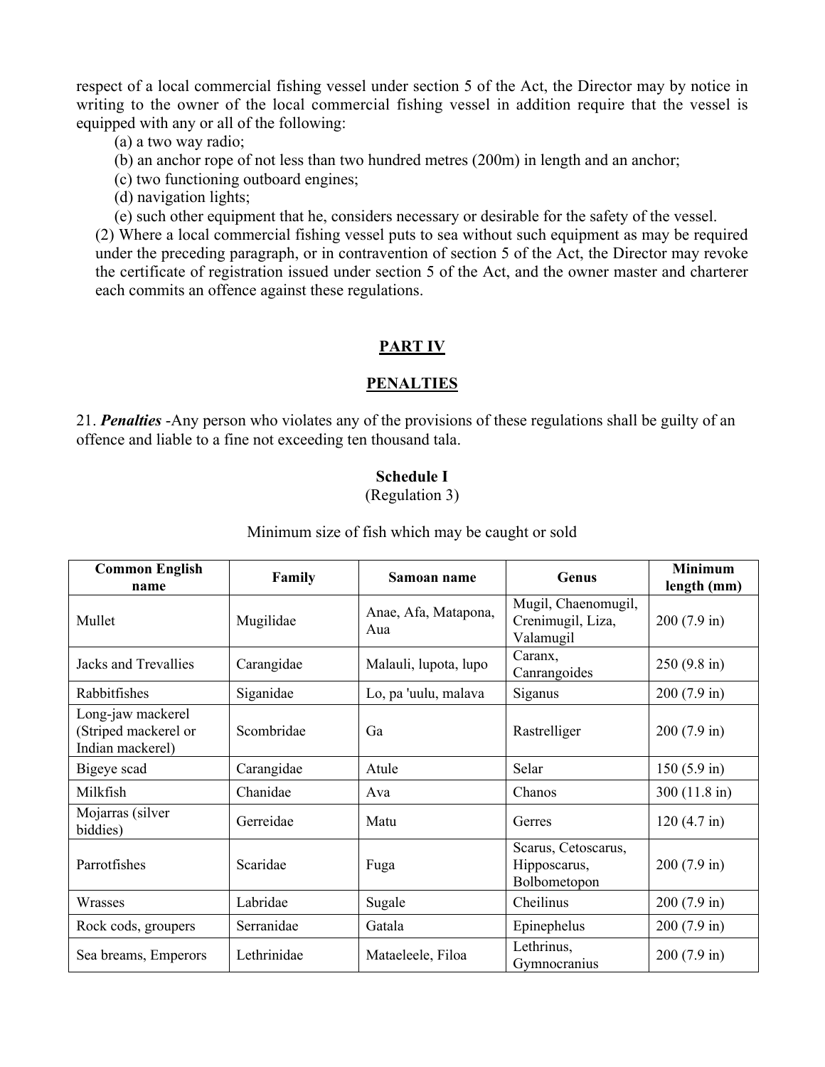respect of a local commercial fishing vessel under section 5 of the Act, the Director may by notice in writing to the owner of the local commercial fishing vessel in addition require that the vessel is equipped with any or all of the following:

(a) a two way radio;

(b) an anchor rope of not less than two hundred metres (200m) in length and an anchor;

(c) two functioning outboard engines;

(d) navigation lights;

(e) such other equipment that he, considers necessary or desirable for the safety of the vessel.

(2) Where a local commercial fishing vessel puts to sea without such equipment as may be required under the preceding paragraph, or in contravention of section 5 of the Act, the Director may revoke the certificate of registration issued under section 5 of the Act, and the owner master and charterer each commits an offence against these regulations.

## PART IV

## PENALTIES

21. ***Penalties*** -Any person who violates any of the provisions of these regulations shall be guilty of an offence and liable to a fine not exceeding ten thousand tala.

### Schedule I

(Regulation 3)

Minimum size of fish which may be caught or sold

| Common English name | Family | Samoan name | Genus | Minimum length (mm) |
|---|---|---|---|---|
| Mullet | Mugilidae | Anae, Afa, Matapona, Aua | Mugil, Chaenomugil, Crenimugil, Liza, Valamugil | 200 (7.9 in) |
| Jacks and Trevallies | Carangidae | Malauli, lupota, lupo | Caranx, Canrangoides | 250 (9.8 in) |
| Rabbitfishes | Siganidae | Lo, pa 'uulu, malava | Siganus | 200 (7.9 in) |
| Long-jaw mackerel (Striped mackerel or Indian mackerel) | Scombridae | Ga | Rastrelliger | 200 (7.9 in) |
| Bigeye scad | Carangidae | Atule | Selar | 150 (5.9 in) |
| Milkfish | Chanidae | Ava | Chanos | 300 (11.8 in) |
| Mojarras (silver biddies) | Gerreidae | Matu | Gerres | 120 (4.7 in) |
| Parrotfishes | Scaridae | Fuga | Scarus, Cetoscarus, Hipposcarus, Bolbometopon | 200 (7.9 in) |
| Wrasses | Labridae | Sugale | Cheilinus | 200 (7.9 in) |
| Rock cods, groupers | Serranidae | Gatala | Epinephelus | 200 (7.9 in) |
| Sea breams, Emperors | Lethrinidae | Mataeleele, Filoa | Lethrinus, Gymnocranius | 200 (7.9 in) |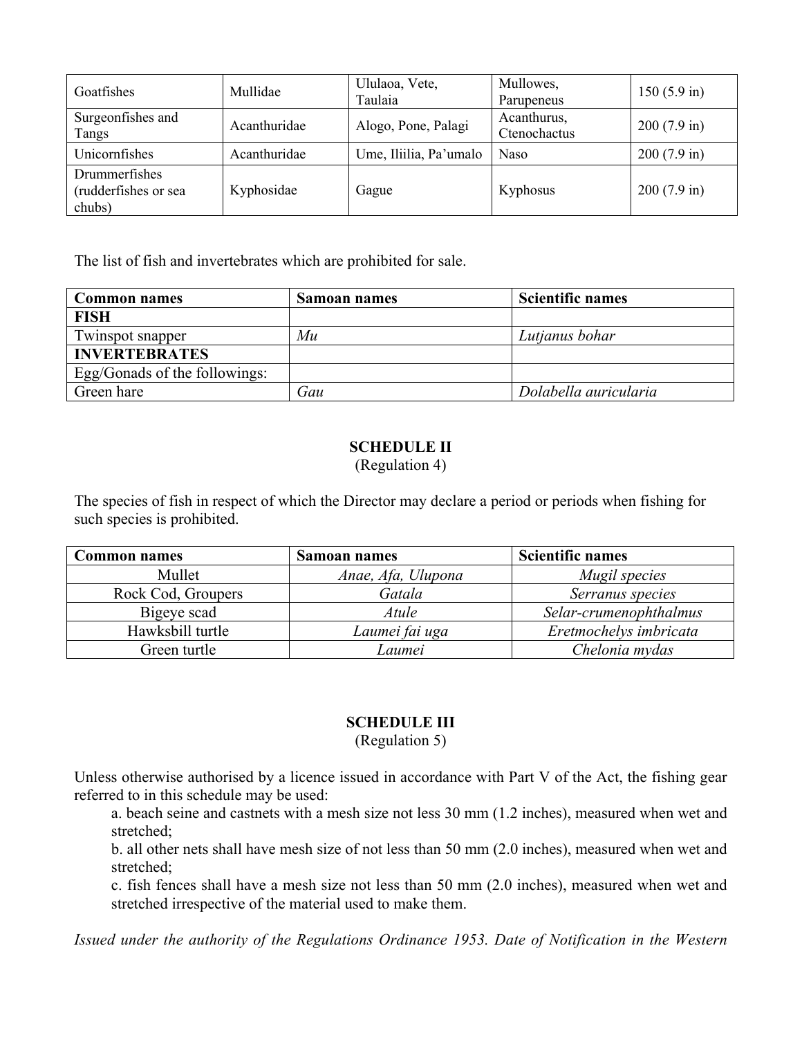| Goatfishes | Mullidae | Ululaoa, Vete, Taulaia | Mullowes, Parupeneus | 150 (5.9 in) |
|---|---|---|---|---|
| Surgeonfishes and Tangs | Acanthuridae | Alogo, Pone, Palagi | Acanthurus, Ctenochactus | 200 (7.9 in) |
| Unicornfishes | Acanthuridae | Ume, Iliilia, Pa'umalo | Naso | 200 (7.9 in) |
| Drummerfishes (rudderfishes or sea chubs) | Kyphosidae | Gague | Kyphosus | 200 (7.9 in) |

The list of fish and invertebrates which are prohibited for sale.

| **Common names** | **Samoan names** | **Scientific names** |
|---|---|---|
| **FISH** | | |
| Twinspot snapper | *Mu* | *Lutjanus bohar* |
| **INVERTEBRATES** | | |
| Egg/Gonads of the followings: | | |
| Green hare | *Gau* | *Dolabella auricularia* |

**SCHEDULE II**
(Regulation 4)

The species of fish in respect of which the Director may declare a period or periods when fishing for such species is prohibited.

| **Common names** | **Samoan names** | **Scientific names** |
|---|---|---|
| Mullet | *Anae, Afa, Ulupona* | *Mugil species* |
| Rock Cod, Groupers | *Gatala* | *Serranus species* |
| Bigeye scad | *Atule* | *Selar-crumenophthalmus* |
| Hawksbill turtle | *Laumei fai uga* | *Eretmochelys imbricata* |
| Green turtle | *Laumei* | *Chelonia mydas* |

**SCHEDULE III**
(Regulation 5)

Unless otherwise authorised by a licence issued in accordance with Part V of the Act, the fishing gear referred to in this schedule may be used:

a. beach seine and castnets with a mesh size not less 30 mm (1.2 inches), measured when wet and stretched;

b. all other nets shall have mesh size of not less than 50 mm (2.0 inches), measured when wet and stretched;

c. fish fences shall have a mesh size not less than 50 mm (2.0 inches), measured when wet and stretched irrespective of the material used to make them.

*Issued under the authority of the Regulations Ordinance 1953. Date of Notification in the Western*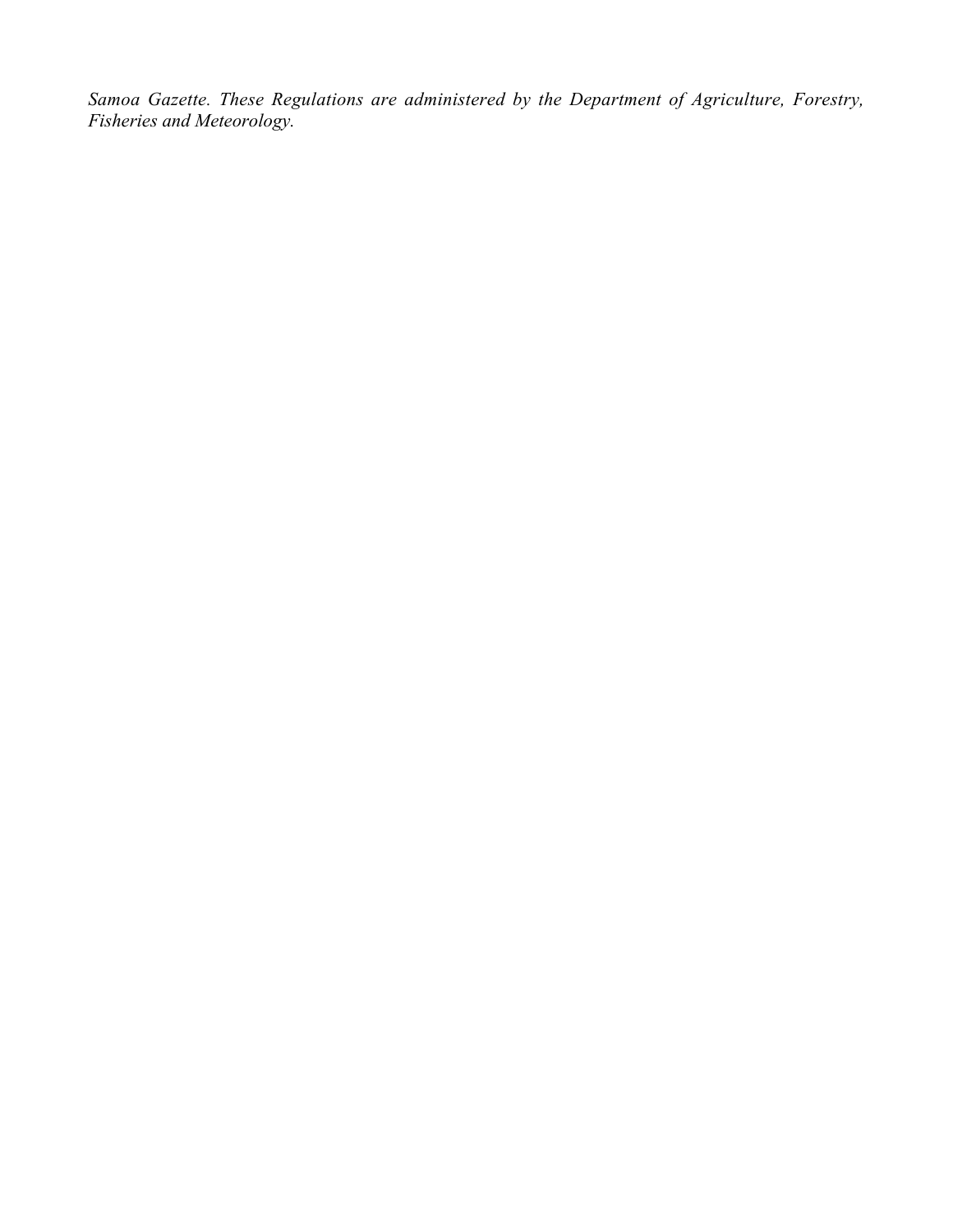*Samoa Gazette. These Regulations are administered by the Department of Agriculture, Forestry, Fisheries and Meteorology.*